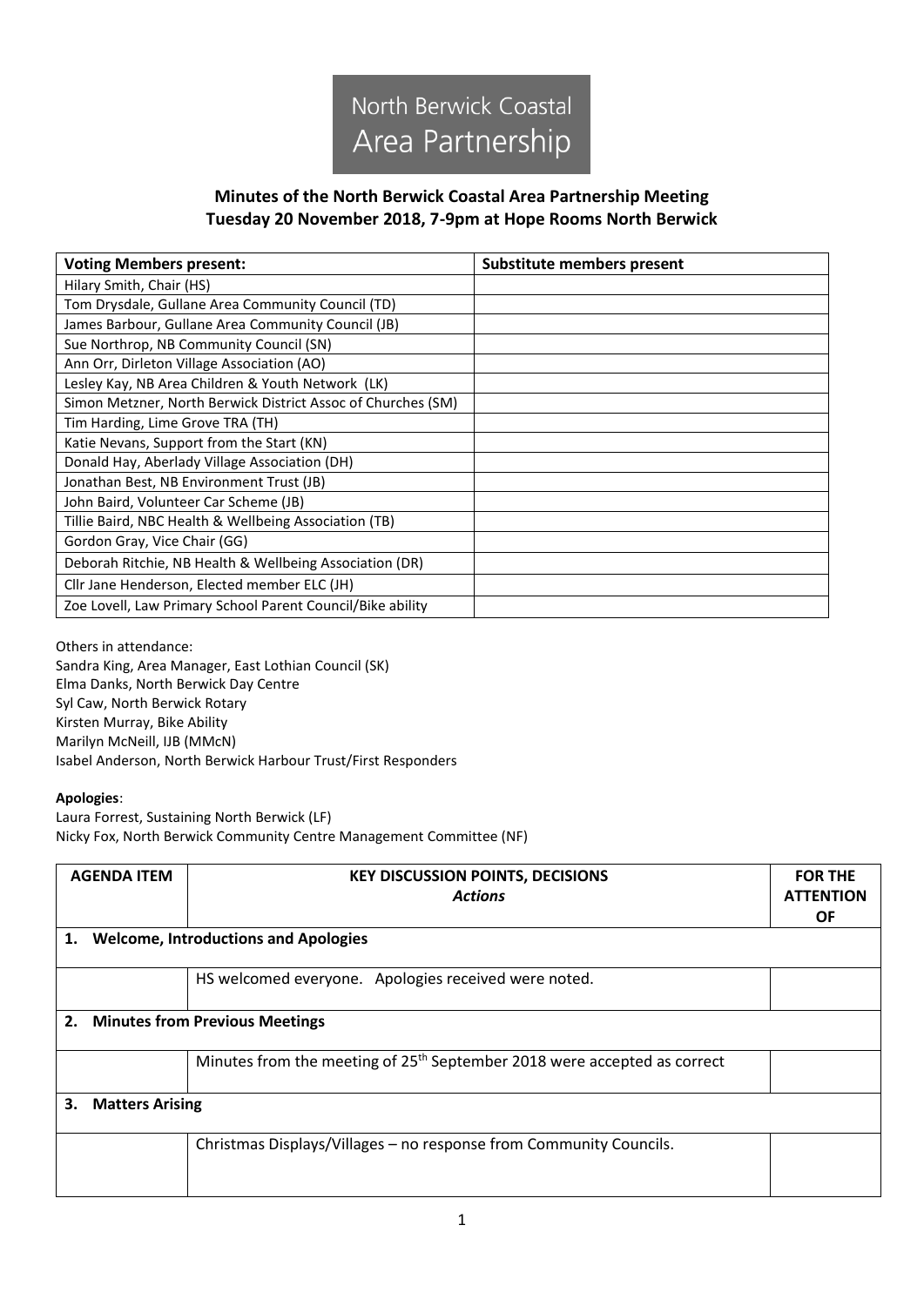North Berwick Coastal Area Partnership

## Minutes of the North Berwick Coastal Area Partnership Meeting
## Tuesday 20 November 2018, 7-9pm at Hope Rooms North Berwick

| Voting Members present: | Substitute members present |
|---|---|
| Hilary Smith, Chair (HS) | |
| Tom Drysdale, Gullane Area Community Council (TD) | |
| James Barbour, Gullane Area Community Council (JB) | |
| Sue Northrop, NB Community Council (SN) | |
| Ann Orr, Dirleton Village Association (AO) | |
| Lesley Kay, NB Area Children & Youth Network (LK) | |
| Simon Metzner, North Berwick District Assoc of Churches (SM) | |
| Tim Harding, Lime Grove TRA (TH) | |
| Katie Nevans, Support from the Start (KN) | |
| Donald Hay, Aberlady Village Association (DH) | |
| Jonathan Best, NB Environment Trust (JB) | |
| John Baird, Volunteer Car Scheme (JB) | |
| Tillie Baird, NBC Health & Wellbeing Association (TB) | |
| Gordon Gray, Vice Chair (GG) | |
| Deborah Ritchie, NB Health & Wellbeing Association (DR) | |
| Cllr Jane Henderson, Elected member ELC (JH) | |
| Zoe Lovell, Law Primary School Parent Council/Bike ability | |

Others in attendance:
Sandra King, Area Manager, East Lothian Council (SK)
Elma Danks, North Berwick Day Centre
Syl Caw, North Berwick Rotary
Kirsten Murray, Bike Ability
Marilyn McNeill, IJB (MMcN)
Isabel Anderson, North Berwick Harbour Trust/First Responders

**Apologies**:
Laura Forrest, Sustaining North Berwick (LF)
Nicky Fox, North Berwick Community Centre Management Committee (NF)

| AGENDA ITEM | KEY DISCUSSION POINTS, DECISIONS *Actions* | FOR THE ATTENTION OF |
|---|---|---|
| **1. Welcome, Introductions and Apologies** | | |
| | HS welcomed everyone. Apologies received were noted. | |
| **2. Minutes from Previous Meetings** | | |
| | Minutes from the meeting of 25th September 2018 were accepted as correct | |
| **3. Matters Arising** | | |
| | Christmas Displays/Villages – no response from Community Councils. | |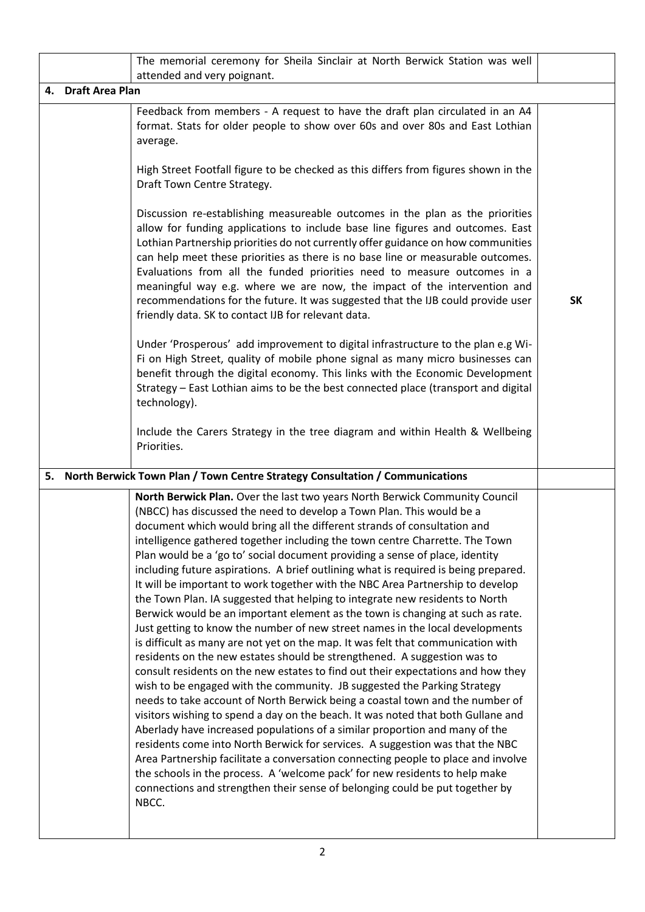| | | |
|---|---|---|
| | The memorial ceremony for Sheila Sinclair at North Berwick Station was well attended and very poignant. | |
| **4. Draft Area Plan** | | |
| | Feedback from members - A request to have the draft plan circulated in an A4 format. Stats for older people to show over 60s and over 80s and East Lothian average.<br><br>High Street Footfall figure to be checked as this differs from figures shown in the Draft Town Centre Strategy.<br><br>Discussion re-establishing measureable outcomes in the plan as the priorities allow for funding applications to include base line figures and outcomes. East Lothian Partnership priorities do not currently offer guidance on how communities can help meet these priorities as there is no base line or measurable outcomes. Evaluations from all the funded priorities need to measure outcomes in a meaningful way e.g. where we are now, the impact of the intervention and recommendations for the future. It was suggested that the IJB could provide user friendly data. SK to contact IJB for relevant data.<br><br>Under 'Prosperous' add improvement to digital infrastructure to the plan e.g Wi-Fi on High Street, quality of mobile phone signal as many micro businesses can benefit through the digital economy. This links with the Economic Development Strategy – East Lothian aims to be the best connected place (transport and digital technology).<br><br>Include the Carers Strategy in the tree diagram and within Health & Wellbeing Priorities. | **SK** |
| **5. North Berwick Town Plan / Town Centre Strategy Consultation / Communications** | | |
| | **North Berwick Plan.** Over the last two years North Berwick Community Council (NBCC) has discussed the need to develop a Town Plan. This would be a document which would bring all the different strands of consultation and intelligence gathered together including the town centre Charrette. The Town Plan would be a 'go to' social document providing a sense of place, identity including future aspirations. A brief outlining what is required is being prepared. It will be important to work together with the NBC Area Partnership to develop the Town Plan. IA suggested that helping to integrate new residents to North Berwick would be an important element as the town is changing at such as rate. Just getting to know the number of new street names in the local developments is difficult as many are not yet on the map. It was felt that communication with residents on the new estates should be strengthened. A suggestion was to consult residents on the new estates to find out their expectations and how they wish to be engaged with the community. JB suggested the Parking Strategy needs to take account of North Berwick being a coastal town and the number of visitors wishing to spend a day on the beach. It was noted that both Gullane and Aberlady have increased populations of a similar proportion and many of the residents come into North Berwick for services. A suggestion was that the NBC Area Partnership facilitate a conversation connecting people to place and involve the schools in the process. A 'welcome pack' for new residents to help make connections and strengthen their sense of belonging could be put together by NBCC. | |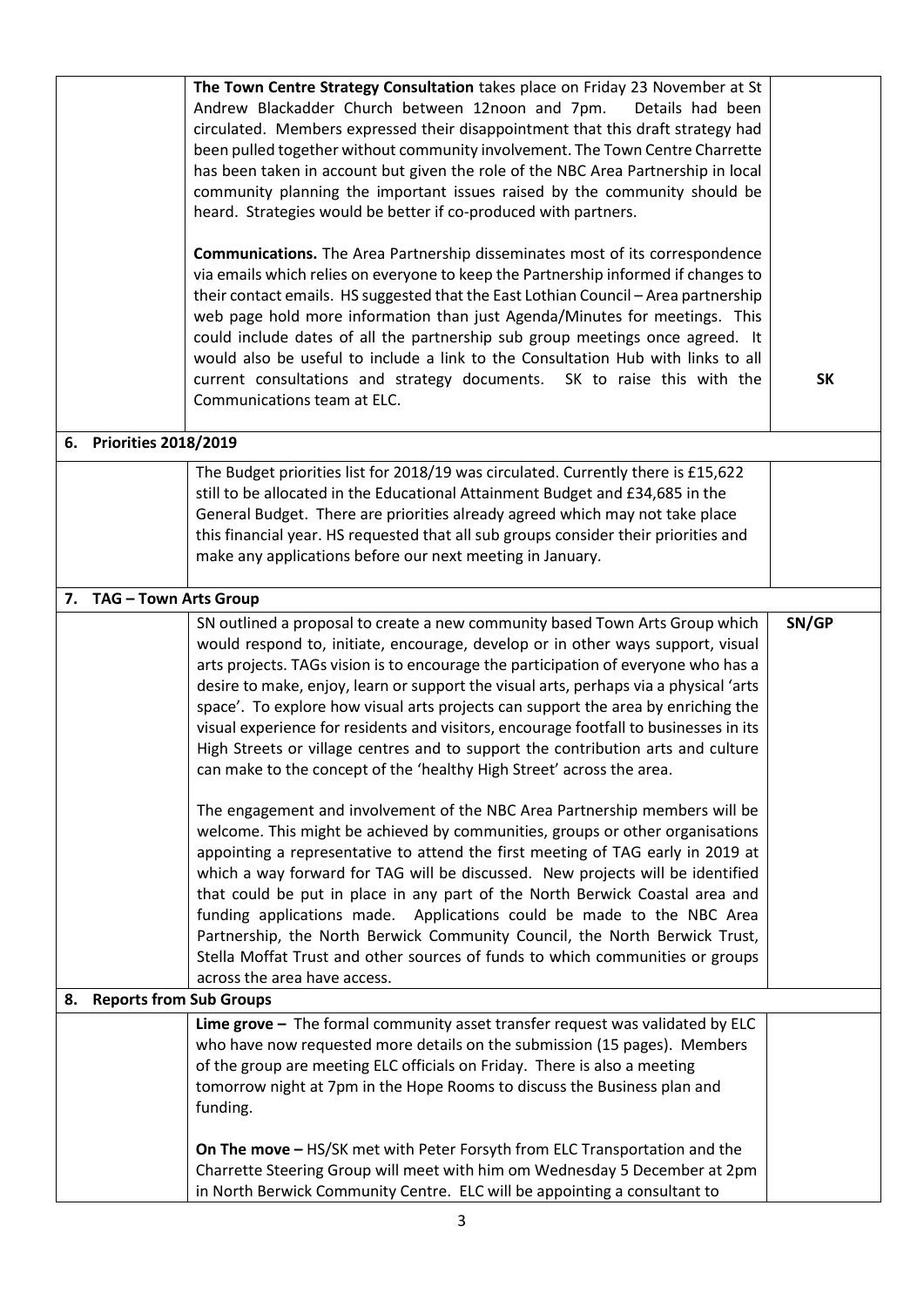| | | |
|---|---|---|
| | **The Town Centre Strategy Consultation** takes place on Friday 23 November at St Andrew Blackadder Church between 12noon and 7pm. Details had been circulated. Members expressed their disappointment that this draft strategy had been pulled together without community involvement. The Town Centre Charrette has been taken in account but given the role of the NBC Area Partnership in local community planning the important issues raised by the community should be heard. Strategies would be better if co-produced with partners.<br><br>**Communications.** The Area Partnership disseminates most of its correspondence via emails which relies on everyone to keep the Partnership informed if changes to their contact emails. HS suggested that the East Lothian Council – Area partnership web page hold more information than just Agenda/Minutes for meetings. This could include dates of all the partnership sub group meetings once agreed. It would also be useful to include a link to the Consultation Hub with links to all current consultations and strategy documents. SK to raise this with the Communications team at ELC. | **SK** |
| **6. Priorities 2018/2019** | | |
| | The Budget priorities list for 2018/19 was circulated. Currently there is £15,622 still to be allocated in the Educational Attainment Budget and £34,685 in the General Budget. There are priorities already agreed which may not take place this financial year. HS requested that all sub groups consider their priorities and make any applications before our next meeting in January. | |
| **7. TAG – Town Arts Group** | | |
| | SN outlined a proposal to create a new community based Town Arts Group which would respond to, initiate, encourage, develop or in other ways support, visual arts projects. TAGs vision is to encourage the participation of everyone who has a desire to make, enjoy, learn or support the visual arts, perhaps via a physical 'arts space'. To explore how visual arts projects can support the area by enriching the visual experience for residents and visitors, encourage footfall to businesses in its High Streets or village centres and to support the contribution arts and culture can make to the concept of the 'healthy High Street' across the area.<br><br>The engagement and involvement of the NBC Area Partnership members will be welcome. This might be achieved by communities, groups or other organisations appointing a representative to attend the first meeting of TAG early in 2019 at which a way forward for TAG will be discussed. New projects will be identified that could be put in place in any part of the North Berwick Coastal area and funding applications made. Applications could be made to the NBC Area Partnership, the North Berwick Community Council, the North Berwick Trust, Stella Moffat Trust and other sources of funds to which communities or groups across the area have access. | **SN/GP** |
| **8. Reports from Sub Groups** | | |
| | **Lime grove –** The formal community asset transfer request was validated by ELC who have now requested more details on the submission (15 pages). Members of the group are meeting ELC officials on Friday. There is also a meeting tomorrow night at 7pm in the Hope Rooms to discuss the Business plan and funding.<br><br>**On The move –** HS/SK met with Peter Forsyth from ELC Transportation and the Charrette Steering Group will meet with him om Wednesday 5 December at 2pm in North Berwick Community Centre. ELC will be appointing a consultant to | |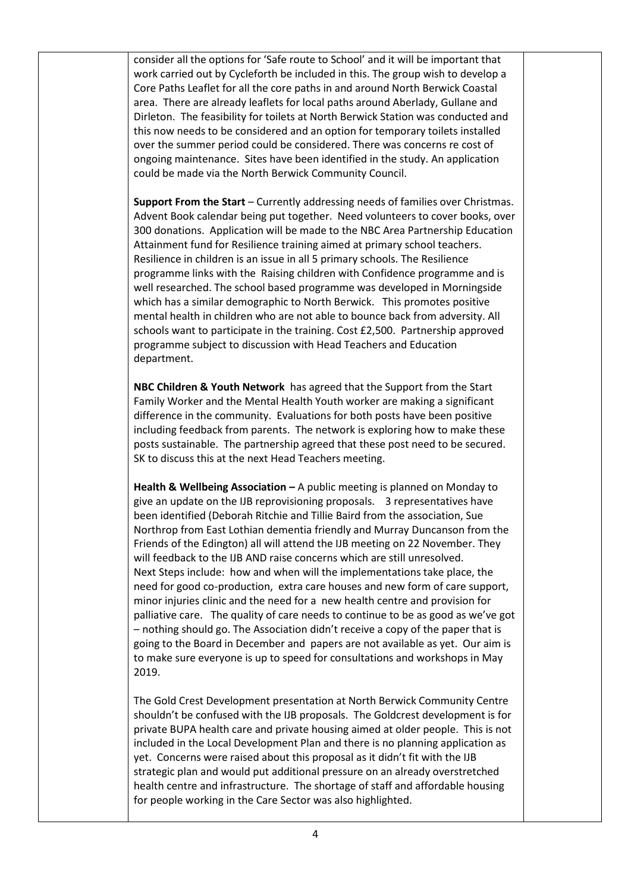consider all the options for 'Safe route to School' and it will be important that work carried out by Cycleforth be included in this. The group wish to develop a Core Paths Leaflet for all the core paths in and around North Berwick Coastal area. There are already leaflets for local paths around Aberlady, Gullane and Dirleton. The feasibility for toilets at North Berwick Station was conducted and this now needs to be considered and an option for temporary toilets installed over the summer period could be considered. There was concerns re cost of ongoing maintenance. Sites have been identified in the study. An application could be made via the North Berwick Community Council.

**Support From the Start** – Currently addressing needs of families over Christmas. Advent Book calendar being put together. Need volunteers to cover books, over 300 donations. Application will be made to the NBC Area Partnership Education Attainment fund for Resilience training aimed at primary school teachers. Resilience in children is an issue in all 5 primary schools. The Resilience programme links with the Raising children with Confidence programme and is well researched. The school based programme was developed in Morningside which has a similar demographic to North Berwick. This promotes positive mental health in children who are not able to bounce back from adversity. All schools want to participate in the training. Cost £2,500. Partnership approved programme subject to discussion with Head Teachers and Education department.

**NBC Children & Youth Network** has agreed that the Support from the Start Family Worker and the Mental Health Youth worker are making a significant difference in the community. Evaluations for both posts have been positive including feedback from parents. The network is exploring how to make these posts sustainable. The partnership agreed that these post need to be secured. SK to discuss this at the next Head Teachers meeting.

**Health & Wellbeing Association –** A public meeting is planned on Monday to give an update on the IJB reprovisioning proposals. 3 representatives have been identified (Deborah Ritchie and Tillie Baird from the association, Sue Northrop from East Lothian dementia friendly and Murray Duncanson from the Friends of the Edington) all will attend the IJB meeting on 22 November. They will feedback to the IJB AND raise concerns which are still unresolved. Next Steps include: how and when will the implementations take place, the need for good co-production, extra care houses and new form of care support, minor injuries clinic and the need for a new health centre and provision for palliative care. The quality of care needs to continue to be as good as we've got – nothing should go. The Association didn't receive a copy of the paper that is going to the Board in December and papers are not available as yet. Our aim is to make sure everyone is up to speed for consultations and workshops in May 2019.

The Gold Crest Development presentation at North Berwick Community Centre shouldn't be confused with the IJB proposals. The Goldcrest development is for private BUPA health care and private housing aimed at older people. This is not included in the Local Development Plan and there is no planning application as yet. Concerns were raised about this proposal as it didn't fit with the IJB strategic plan and would put additional pressure on an already overstretched health centre and infrastructure. The shortage of staff and affordable housing for people working in the Care Sector was also highlighted.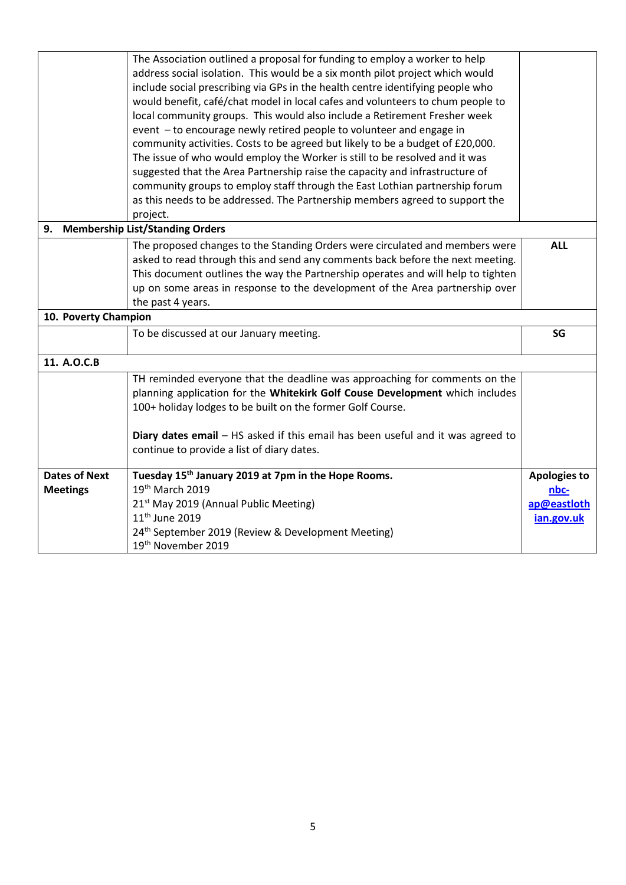| | | |
|---|---|---|
| | The Association outlined a proposal for funding to employ a worker to help address social isolation. This would be a six month pilot project which would include social prescribing via GPs in the health centre identifying people who would benefit, café/chat model in local cafes and volunteers to chum people to local community groups. This would also include a Retirement Fresher week event – to encourage newly retired people to volunteer and engage in community activities. Costs to be agreed but likely to be a budget of £20,000. The issue of who would employ the Worker is still to be resolved and it was suggested that the Area Partnership raise the capacity and infrastructure of community groups to employ staff through the East Lothian partnership forum as this needs to be addressed. The Partnership members agreed to support the project. | |
| **9. Membership List/Standing Orders** | | |
| | The proposed changes to the Standing Orders were circulated and members were asked to read through this and send any comments back before the next meeting. This document outlines the way the Partnership operates and will help to tighten up on some areas in response to the development of the Area partnership over the past 4 years. | **ALL** |
| **10. Poverty Champion** | | |
| | To be discussed at our January meeting. | **SG** |
| **11. A.O.C.B** | | |
| | TH reminded everyone that the deadline was approaching for comments on the planning application for the **Whitekirk Golf Couse Development** which includes 100+ holiday lodges to be built on the former Golf Course.<br><br>**Diary dates email** – HS asked if this email has been useful and it was agreed to continue to provide a list of diary dates. | |
| **Dates of Next Meetings** | **Tuesday 15th January 2019 at 7pm in the Hope Rooms.**<br>19th March 2019<br>21st May 2019 (Annual Public Meeting)<br>11th June 2019<br>24th September 2019 (Review & Development Meeting)<br>19th November 2019 | **Apologies to nbc-ap@eastlothian.gov.uk** |